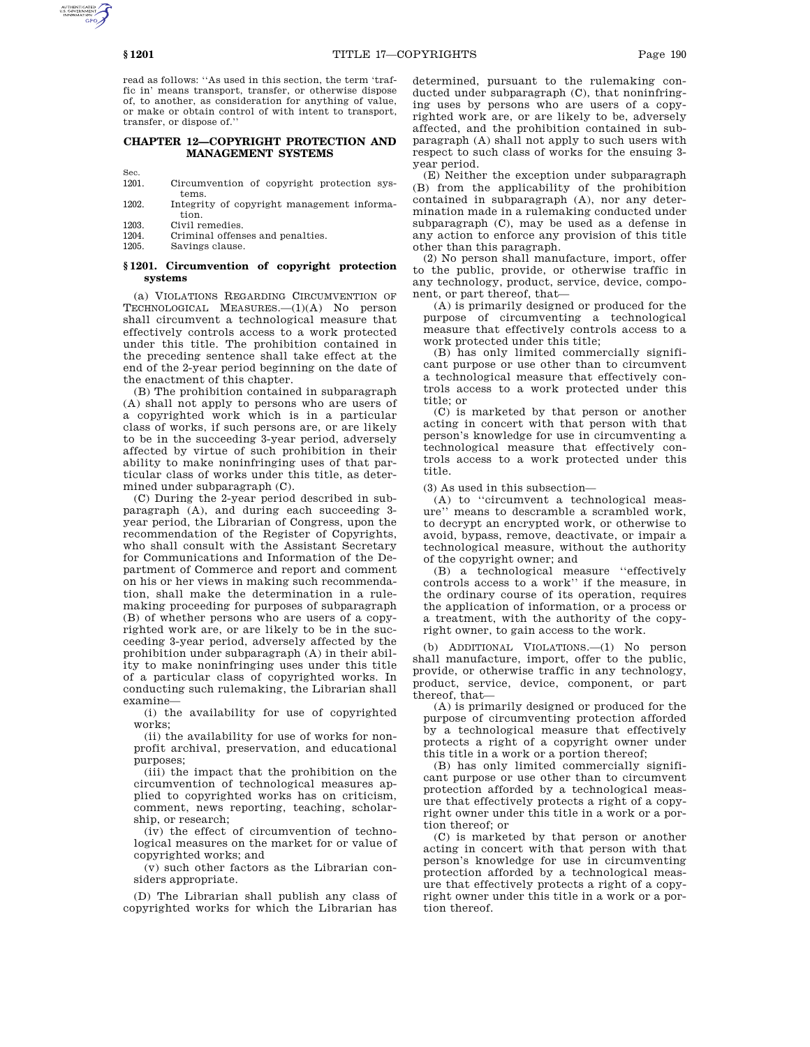read as follows: ''As used in this section, the term 'traffic in' means transport, transfer, or otherwise dispose of, to another, as consideration for anything of value, or make or obtain control of with intent to transport, transfer, or dispose of.''

## CHAPTER 12—COPYRIGHT PROTECTION AND MANAGEMENT SYSTEMS

| Sec. | |
|---|---|
| 1201. | Circumvention of copyright protection systems. |
| 1202. | Integrity of copyright management information. |
| 1203. | Civil remedies. |
| 1204. | Criminal offenses and penalties. |
| 1205. | Savings clause. |

### § 1201. Circumvention of copyright protection systems

(a) VIOLATIONS REGARDING CIRCUMVENTION OF TECHNOLOGICAL MEASURES.—(1)(A) No person shall circumvent a technological measure that effectively controls access to a work protected under this title. The prohibition contained in the preceding sentence shall take effect at the end of the 2-year period beginning on the date of the enactment of this chapter.

(B) The prohibition contained in subparagraph (A) shall not apply to persons who are users of a copyrighted work which is in a particular class of works, if such persons are, or are likely to be in the succeeding 3-year period, adversely affected by virtue of such prohibition in their ability to make noninfringing uses of that particular class of works under this title, as determined under subparagraph (C).

(C) During the 2-year period described in subparagraph (A), and during each succeeding 3-year period, the Librarian of Congress, upon the recommendation of the Register of Copyrights, who shall consult with the Assistant Secretary for Communications and Information of the Department of Commerce and report and comment on his or her views in making such recommendation, shall make the determination in a rulemaking proceeding for purposes of subparagraph (B) of whether persons who are users of a copyrighted work are, or are likely to be in the succeeding 3-year period, adversely affected by the prohibition under subparagraph (A) in their ability to make noninfringing uses under this title of a particular class of copyrighted works. In conducting such rulemaking, the Librarian shall examine—

(i) the availability for use of copyrighted works;

(ii) the availability for use of works for nonprofit archival, preservation, and educational purposes;

(iii) the impact that the prohibition on the circumvention of technological measures applied to copyrighted works has on criticism, comment, news reporting, teaching, scholarship, or research;

(iv) the effect of circumvention of technological measures on the market for or value of copyrighted works; and

(v) such other factors as the Librarian considers appropriate.

(D) The Librarian shall publish any class of copyrighted works for which the Librarian has determined, pursuant to the rulemaking conducted under subparagraph (C), that noninfringing uses by persons who are users of a copyrighted work are, or are likely to be, adversely affected, and the prohibition contained in subparagraph (A) shall not apply to such users with respect to such class of works for the ensuing 3-year period.

(E) Neither the exception under subparagraph (B) from the applicability of the prohibition contained in subparagraph (A), nor any determination made in a rulemaking conducted under subparagraph (C), may be used as a defense in any action to enforce any provision of this title other than this paragraph.

(2) No person shall manufacture, import, offer to the public, provide, or otherwise traffic in any technology, product, service, device, component, or part thereof, that—

(A) is primarily designed or produced for the purpose of circumventing a technological measure that effectively controls access to a work protected under this title;

(B) has only limited commercially significant purpose or use other than to circumvent a technological measure that effectively controls access to a work protected under this title; or

(C) is marketed by that person or another acting in concert with that person with that person's knowledge for use in circumventing a technological measure that effectively controls access to a work protected under this title.

(3) As used in this subsection—

(A) to ''circumvent a technological measure'' means to descramble a scrambled work, to decrypt an encrypted work, or otherwise to avoid, bypass, remove, deactivate, or impair a technological measure, without the authority of the copyright owner; and

(B) a technological measure ''effectively controls access to a work'' if the measure, in the ordinary course of its operation, requires the application of information, or a process or a treatment, with the authority of the copyright owner, to gain access to the work.

(b) ADDITIONAL VIOLATIONS.—(1) No person shall manufacture, import, offer to the public, provide, or otherwise traffic in any technology, product, service, device, component, or part thereof, that—

(A) is primarily designed or produced for the purpose of circumventing protection afforded by a technological measure that effectively protects a right of a copyright owner under this title in a work or a portion thereof;

(B) has only limited commercially significant purpose or use other than to circumvent protection afforded by a technological measure that effectively protects a right of a copyright owner under this title in a work or a portion thereof; or

(C) is marketed by that person or another acting in concert with that person with that person's knowledge for use in circumventing protection afforded by a technological measure that effectively protects a right of a copyright owner under this title in a work or a portion thereof.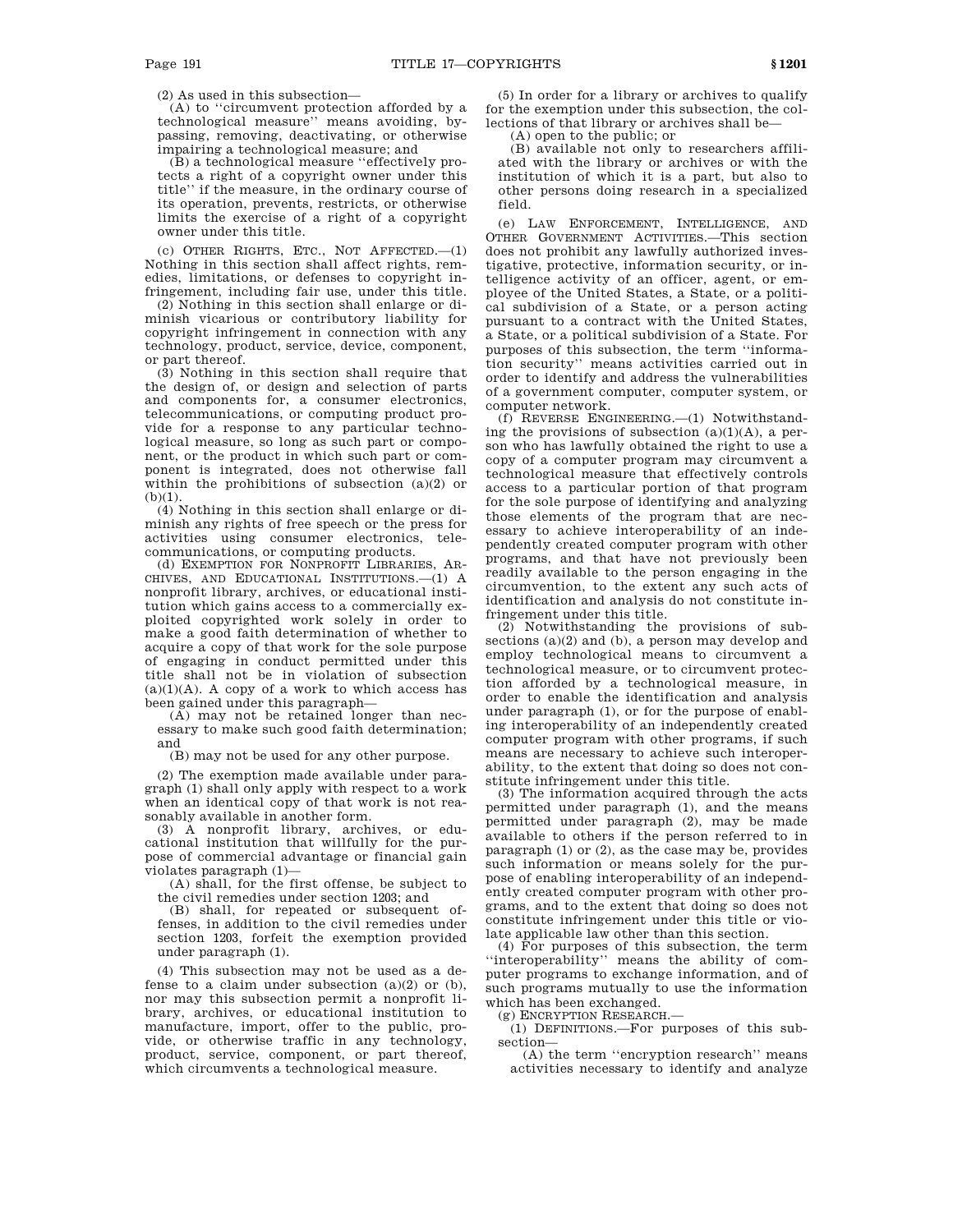(2) As used in this subsection—

(A) to ''circumvent protection afforded by a technological measure'' means avoiding, bypassing, removing, deactivating, or otherwise impairing a technological measure; and

(B) a technological measure ''effectively protects a right of a copyright owner under this title'' if the measure, in the ordinary course of its operation, prevents, restricts, or otherwise limits the exercise of a right of a copyright owner under this title.

(c) OTHER RIGHTS, ETC., NOT AFFECTED.—(1) Nothing in this section shall affect rights, remedies, limitations, or defenses to copyright infringement, including fair use, under this title.

(2) Nothing in this section shall enlarge or diminish vicarious or contributory liability for copyright infringement in connection with any technology, product, service, device, component, or part thereof.

(3) Nothing in this section shall require that the design of, or design and selection of parts and components for, a consumer electronics, telecommunications, or computing product provide for a response to any particular technological measure, so long as such part or component, or the product in which such part or component is integrated, does not otherwise fall within the prohibitions of subsection (a)(2) or (b)(1).

(4) Nothing in this section shall enlarge or diminish any rights of free speech or the press for activities using consumer electronics, telecommunications, or computing products.

(d) EXEMPTION FOR NONPROFIT LIBRARIES, ARCHIVES, AND EDUCATIONAL INSTITUTIONS.—(1) A nonprofit library, archives, or educational institution which gains access to a commercially exploited copyrighted work solely in order to make a good faith determination of whether to acquire a copy of that work for the sole purpose of engaging in conduct permitted under this title shall not be in violation of subsection (a)(1)(A). A copy of a work to which access has been gained under this paragraph—

(A) may not be retained longer than necessary to make such good faith determination; and

(B) may not be used for any other purpose.

(2) The exemption made available under paragraph (1) shall only apply with respect to a work when an identical copy of that work is not reasonably available in another form.

(3) A nonprofit library, archives, or educational institution that willfully for the purpose of commercial advantage or financial gain violates paragraph (1)—

(A) shall, for the first offense, be subject to the civil remedies under section 1203; and

(B) shall, for repeated or subsequent offenses, in addition to the civil remedies under section 1203, forfeit the exemption provided under paragraph (1).

(4) This subsection may not be used as a defense to a claim under subsection (a)(2) or (b), nor may this subsection permit a nonprofit library, archives, or educational institution to manufacture, import, offer to the public, provide, or otherwise traffic in any technology, product, service, component, or part thereof, which circumvents a technological measure.

(5) In order for a library or archives to qualify for the exemption under this subsection, the collections of that library or archives shall be—

(A) open to the public; or

(B) available not only to researchers affiliated with the library or archives or with the institution of which it is a part, but also to other persons doing research in a specialized field.

(e) LAW ENFORCEMENT, INTELLIGENCE, AND OTHER GOVERNMENT ACTIVITIES.—This section does not prohibit any lawfully authorized investigative, protective, information security, or intelligence activity of an officer, agent, or employee of the United States, a State, or a political subdivision of a State, or a person acting pursuant to a contract with the United States, a State, or a political subdivision of a State. For purposes of this subsection, the term ''information security'' means activities carried out in order to identify and address the vulnerabilities of a government computer, computer system, or computer network.

(f) REVERSE ENGINEERING.—(1) Notwithstanding the provisions of subsection (a)(1)(A), a person who has lawfully obtained the right to use a copy of a computer program may circumvent a technological measure that effectively controls access to a particular portion of that program for the sole purpose of identifying and analyzing those elements of the program that are necessary to achieve interoperability of an independently created computer program with other programs, and that have not previously been readily available to the person engaging in the circumvention, to the extent any such acts of identification and analysis do not constitute infringement under this title.

(2) Notwithstanding the provisions of subsections (a)(2) and (b), a person may develop and employ technological means to circumvent a technological measure, or to circumvent protection afforded by a technological measure, in order to enable the identification and analysis under paragraph (1), or for the purpose of enabling interoperability of an independently created computer program with other programs, if such means are necessary to achieve such interoperability, to the extent that doing so does not constitute infringement under this title.

(3) The information acquired through the acts permitted under paragraph (1), and the means permitted under paragraph (2), may be made available to others if the person referred to in paragraph (1) or (2), as the case may be, provides such information or means solely for the purpose of enabling interoperability of an independently created computer program with other programs, and to the extent that doing so does not constitute infringement under this title or violate applicable law other than this section.

(4) For purposes of this subsection, the term ''interoperability'' means the ability of computer programs to exchange information, and of such programs mutually to use the information which has been exchanged.

(g) ENCRYPTION RESEARCH.—

(1) DEFINITIONS.—For purposes of this subsection—

(A) the term ''encryption research'' means activities necessary to identify and analyze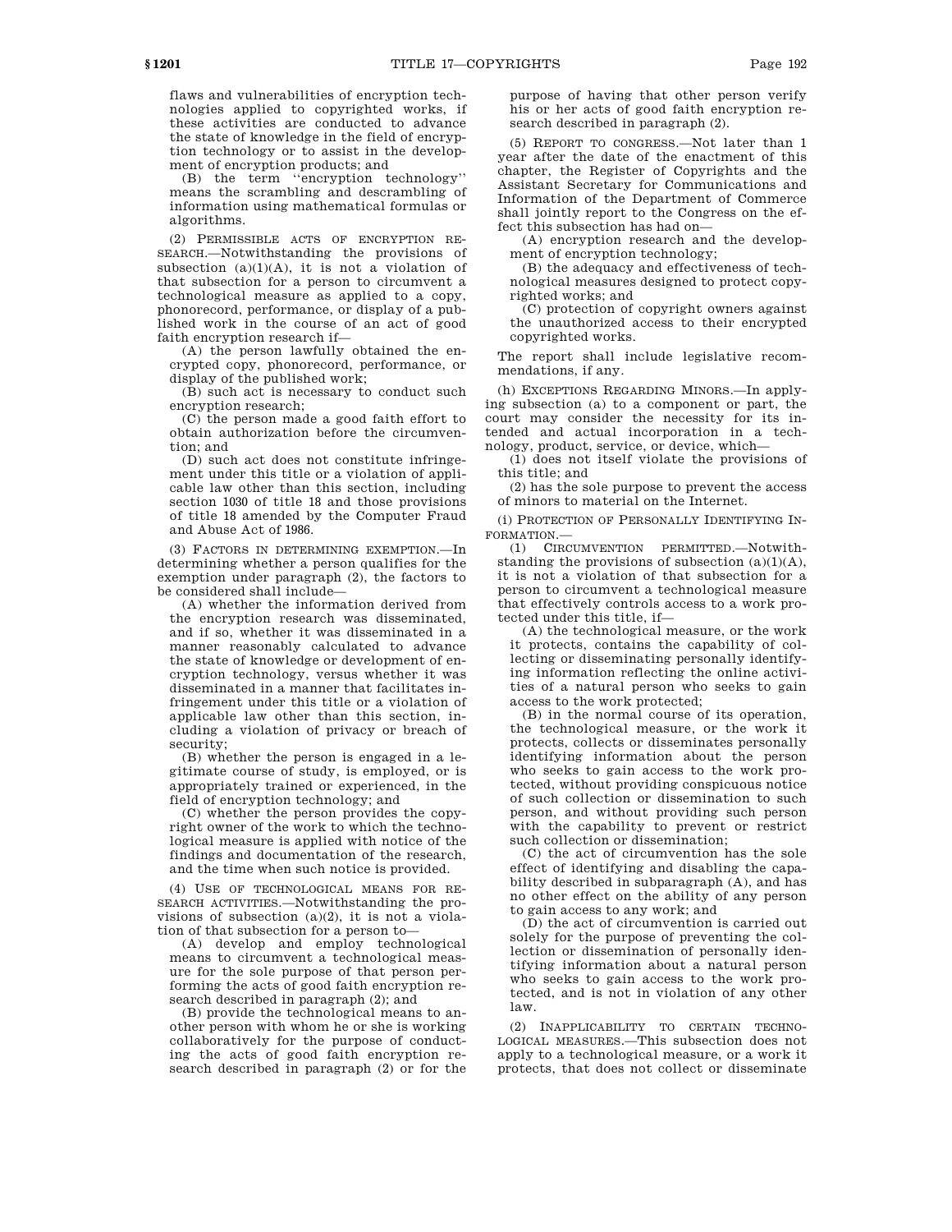flaws and vulnerabilities of encryption technologies applied to copyrighted works, if these activities are conducted to advance the state of knowledge in the field of encryption technology or to assist in the development of encryption products; and

(B) the term ''encryption technology'' means the scrambling and descrambling of information using mathematical formulas or algorithms.

(2) PERMISSIBLE ACTS OF ENCRYPTION RESEARCH.—Notwithstanding the provisions of subsection (a)(1)(A), it is not a violation of that subsection for a person to circumvent a technological measure as applied to a copy, phonorecord, performance, or display of a published work in the course of an act of good faith encryption research if—

(A) the person lawfully obtained the encrypted copy, phonorecord, performance, or display of the published work;

(B) such act is necessary to conduct such encryption research;

(C) the person made a good faith effort to obtain authorization before the circumvention; and

(D) such act does not constitute infringement under this title or a violation of applicable law other than this section, including section 1030 of title 18 and those provisions of title 18 amended by the Computer Fraud and Abuse Act of 1986.

(3) FACTORS IN DETERMINING EXEMPTION.—In determining whether a person qualifies for the exemption under paragraph (2), the factors to be considered shall include—

(A) whether the information derived from the encryption research was disseminated, and if so, whether it was disseminated in a manner reasonably calculated to advance the state of knowledge or development of encryption technology, versus whether it was disseminated in a manner that facilitates infringement under this title or a violation of applicable law other than this section, including a violation of privacy or breach of security;

(B) whether the person is engaged in a legitimate course of study, is employed, or is appropriately trained or experienced, in the field of encryption technology; and

(C) whether the person provides the copyright owner of the work to which the technological measure is applied with notice of the findings and documentation of the research, and the time when such notice is provided.

(4) USE OF TECHNOLOGICAL MEANS FOR RESEARCH ACTIVITIES.—Notwithstanding the provisions of subsection (a)(2), it is not a violation of that subsection for a person to—

(A) develop and employ technological means to circumvent a technological measure for the sole purpose of that person performing the acts of good faith encryption research described in paragraph (2); and

(B) provide the technological means to another person with whom he or she is working collaboratively for the purpose of conducting the acts of good faith encryption research described in paragraph (2) or for the purpose of having that other person verify his or her acts of good faith encryption research described in paragraph (2).

(5) REPORT TO CONGRESS.—Not later than 1 year after the date of the enactment of this chapter, the Register of Copyrights and the Assistant Secretary for Communications and Information of the Department of Commerce shall jointly report to the Congress on the effect this subsection has had on—

(A) encryption research and the development of encryption technology;

(B) the adequacy and effectiveness of technological measures designed to protect copyrighted works; and

(C) protection of copyright owners against the unauthorized access to their encrypted copyrighted works.

The report shall include legislative recommendations, if any.

(h) EXCEPTIONS REGARDING MINORS.—In applying subsection (a) to a component or part, the court may consider the necessity for its intended and actual incorporation in a technology, product, service, or device, which—

(1) does not itself violate the provisions of this title; and

(2) has the sole purpose to prevent the access of minors to material on the Internet.

(i) PROTECTION OF PERSONALLY IDENTIFYING INFORMATION.—

(1) CIRCUMVENTION PERMITTED.—Notwithstanding the provisions of subsection (a)(1)(A), it is not a violation of that subsection for a person to circumvent a technological measure that effectively controls access to a work protected under this title, if—

(A) the technological measure, or the work it protects, contains the capability of collecting or disseminating personally identifying information reflecting the online activities of a natural person who seeks to gain access to the work protected;

(B) in the normal course of its operation, the technological measure, or the work it protects, collects or disseminates personally identifying information about the person who seeks to gain access to the work protected, without providing conspicuous notice of such collection or dissemination to such person, and without providing such person with the capability to prevent or restrict such collection or dissemination;

(C) the act of circumvention has the sole effect of identifying and disabling the capability described in subparagraph (A), and has no other effect on the ability of any person to gain access to any work; and

(D) the act of circumvention is carried out solely for the purpose of preventing the collection or dissemination of personally identifying information about a natural person who seeks to gain access to the work protected, and is not in violation of any other law.

(2) INAPPLICABILITY TO CERTAIN TECHNOLOGICAL MEASURES.—This subsection does not apply to a technological measure, or a work it protects, that does not collect or disseminate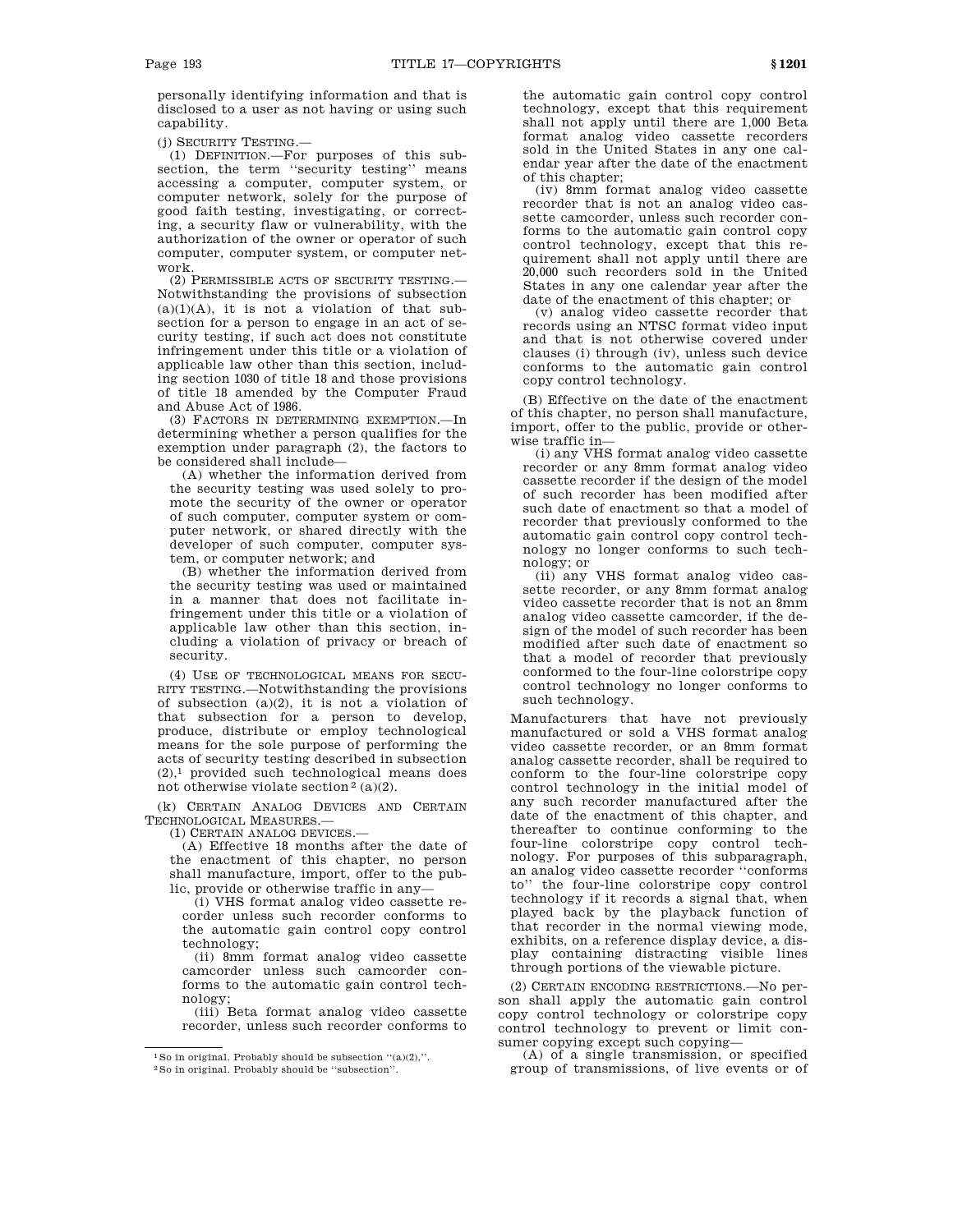personally identifying information and that is disclosed to a user as not having or using such capability.

(j) SECURITY TESTING.—

(1) DEFINITION.—For purposes of this subsection, the term ''security testing'' means accessing a computer, computer system, or computer network, solely for the purpose of good faith testing, investigating, or correcting, a security flaw or vulnerability, with the authorization of the owner or operator of such computer, computer system, or computer network.

(2) PERMISSIBLE ACTS OF SECURITY TESTING.—Notwithstanding the provisions of subsection (a)(1)(A), it is not a violation of that subsection for a person to engage in an act of security testing, if such act does not constitute infringement under this title or a violation of applicable law other than this section, including section 1030 of title 18 and those provisions of title 18 amended by the Computer Fraud and Abuse Act of 1986.

(3) FACTORS IN DETERMINING EXEMPTION.—In determining whether a person qualifies for the exemption under paragraph (2), the factors to be considered shall include—

(A) whether the information derived from the security testing was used solely to promote the security of the owner or operator of such computer, computer system or computer network, or shared directly with the developer of such computer, computer system, or computer network; and

(B) whether the information derived from the security testing was used or maintained in a manner that does not facilitate infringement under this title or a violation of applicable law other than this section, including a violation of privacy or breach of security.

(4) USE OF TECHNOLOGICAL MEANS FOR SECURITY TESTING.—Notwithstanding the provisions of subsection (a)(2), it is not a violation of that subsection for a person to develop, produce, distribute or employ technological means for the sole purpose of performing the acts of security testing described in subsection (2),[1] provided such technological means does not otherwise violate section[2] (a)(2).

(k) CERTAIN ANALOG DEVICES AND CERTAIN TECHNOLOGICAL MEASURES.—

(1) CERTAIN ANALOG DEVICES.—

(A) Effective 18 months after the date of the enactment of this chapter, no person shall manufacture, import, offer to the public, provide or otherwise traffic in any—

(i) VHS format analog video cassette recorder unless such recorder conforms to the automatic gain control copy control technology;

(ii) 8mm format analog video cassette camcorder unless such camcorder conforms to the automatic gain control technology;

(iii) Beta format analog video cassette recorder, unless such recorder conforms to the automatic gain control copy control technology, except that this requirement shall not apply until there are 1,000 Beta format analog video cassette recorders sold in the United States in any one calendar year after the date of the enactment of this chapter;

(iv) 8mm format analog video cassette recorder that is not an analog video cassette camcorder, unless such recorder conforms to the automatic gain control copy control technology, except that this requirement shall not apply until there are 20,000 such recorders sold in the United States in any one calendar year after the date of the enactment of this chapter; or

(v) analog video cassette recorder that records using an NTSC format video input and that is not otherwise covered under clauses (i) through (iv), unless such device conforms to the automatic gain control copy control technology.

(B) Effective on the date of the enactment of this chapter, no person shall manufacture, import, offer to the public, provide or otherwise traffic in—

(i) any VHS format analog video cassette recorder or any 8mm format analog video cassette recorder if the design of the model of such recorder has been modified after such date of enactment so that a model of recorder that previously conformed to the automatic gain control copy control technology no longer conforms to such technology; or

(ii) any VHS format analog video cassette recorder, or any 8mm format analog video cassette recorder that is not an 8mm analog video cassette camcorder, if the design of the model of such recorder has been modified after such date of enactment so that a model of recorder that previously conformed to the four-line colorstripe copy control technology no longer conforms to such technology.

Manufacturers that have not previously manufactured or sold a VHS format analog video cassette recorder, or an 8mm format analog cassette recorder, shall be required to conform to the four-line colorstripe copy control technology in the initial model of any such recorder manufactured after the date of the enactment of this chapter, and thereafter to continue conforming to the four-line colorstripe copy control technology. For purposes of this subparagraph, an analog video cassette recorder ''conforms to'' the four-line colorstripe copy control technology if it records a signal that, when played back by the playback function of that recorder in the normal viewing mode, exhibits, on a reference display device, a display containing distracting visible lines through portions of the viewable picture.

(2) CERTAIN ENCODING RESTRICTIONS.—No person shall apply the automatic gain control copy control technology or colorstripe copy control technology to prevent or limit consumer copying except such copying—

(A) of a single transmission, or specified group of transmissions, of live events or of

---

[1] So in original. Probably should be subsection ''(a)(2),''.

[2] So in original. Probably should be ''subsection''.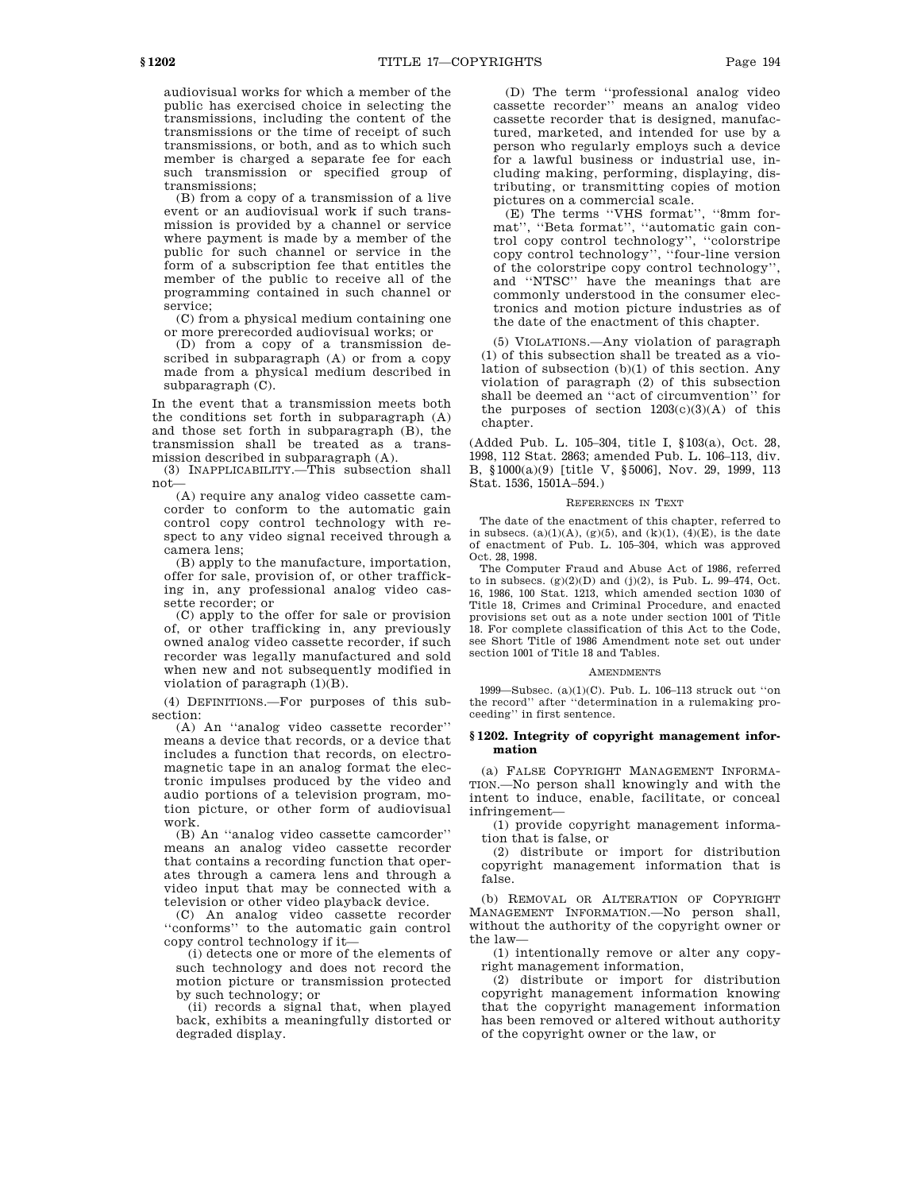audiovisual works for which a member of the public has exercised choice in selecting the transmissions, including the content of the transmissions or the time of receipt of such transmissions, or both, and as to which such member is charged a separate fee for each such transmission or specified group of transmissions;

(B) from a copy of a transmission of a live event or an audiovisual work if such transmission is provided by a channel or service where payment is made by a member of the public for such channel or service in the form of a subscription fee that entitles the member of the public to receive all of the programming contained in such channel or service;

(C) from a physical medium containing one or more prerecorded audiovisual works; or

(D) from a copy of a transmission described in subparagraph (A) or from a copy made from a physical medium described in subparagraph (C).

In the event that a transmission meets both the conditions set forth in subparagraph (A) and those set forth in subparagraph (B), the transmission shall be treated as a transmission described in subparagraph (A).

(3) INAPPLICABILITY.—This subsection shall not—

(A) require any analog video cassette camcorder to conform to the automatic gain control copy control technology with respect to any video signal received through a camera lens;

(B) apply to the manufacture, importation, offer for sale, provision of, or other trafficking in, any professional analog video cassette recorder; or

(C) apply to the offer for sale or provision of, or other trafficking in, any previously owned analog video cassette recorder, if such recorder was legally manufactured and sold when new and not subsequently modified in violation of paragraph (1)(B).

(4) DEFINITIONS.—For purposes of this subsection:

(A) An ''analog video cassette recorder'' means a device that records, or a device that includes a function that records, on electromagnetic tape in an analog format the electronic impulses produced by the video and audio portions of a television program, motion picture, or other form of audiovisual work.

(B) An ''analog video cassette camcorder'' means an analog video cassette recorder that contains a recording function that operates through a camera lens and through a video input that may be connected with a television or other video playback device.

(C) An analog video cassette recorder ''conforms'' to the automatic gain control copy control technology if it—

(i) detects one or more of the elements of such technology and does not record the motion picture or transmission protected by such technology; or

(ii) records a signal that, when played back, exhibits a meaningfully distorted or degraded display.

(D) The term ''professional analog video cassette recorder'' means an analog video cassette recorder that is designed, manufactured, marketed, and intended for use by a person who regularly employs such a device for a lawful business or industrial use, including making, performing, displaying, distributing, or transmitting copies of motion pictures on a commercial scale.

(E) The terms ''VHS format'', ''8mm format'', ''Beta format'', ''automatic gain control copy control technology'', ''colorstripe copy control technology'', ''four-line version of the colorstripe copy control technology'', and ''NTSC'' have the meanings that are commonly understood in the consumer electronics and motion picture industries as of the date of the enactment of this chapter.

(5) VIOLATIONS.—Any violation of paragraph (1) of this subsection shall be treated as a violation of subsection (b)(1) of this section. Any violation of paragraph (2) of this subsection shall be deemed an ''act of circumvention'' for the purposes of section 1203(c)(3)(A) of this chapter.

(Added Pub. L. 105–304, title I, §103(a), Oct. 28, 1998, 112 Stat. 2863; amended Pub. L. 106–113, div. B, §1000(a)(9) [title V, §5006], Nov. 29, 1999, 113 Stat. 1536, 1501A–594.)

REFERENCES IN TEXT

The date of the enactment of this chapter, referred to in subsecs. (a)(1)(A), (g)(5), and (k)(1), (4)(E), is the date of enactment of Pub. L. 105–304, which was approved Oct. 28, 1998.

The Computer Fraud and Abuse Act of 1986, referred to in subsecs. (g)(2)(D) and (j)(2), is Pub. L. 99–474, Oct. 16, 1986, 100 Stat. 1213, which amended section 1030 of Title 18, Crimes and Criminal Procedure, and enacted provisions set out as a note under section 1001 of Title 18. For complete classification of this Act to the Code, see Short Title of 1986 Amendment note set out under section 1001 of Title 18 and Tables.

AMENDMENTS

1999—Subsec. (a)(1)(C). Pub. L. 106–113 struck out ''on the record'' after ''determination in a rulemaking proceeding'' in first sentence.

### §1202. Integrity of copyright management information

(a) FALSE COPYRIGHT MANAGEMENT INFORMATION.—No person shall knowingly and with the intent to induce, enable, facilitate, or conceal infringement—

(1) provide copyright management information that is false, or

(2) distribute or import for distribution copyright management information that is false.

(b) REMOVAL OR ALTERATION OF COPYRIGHT MANAGEMENT INFORMATION.—No person shall, without the authority of the copyright owner or the law—

(1) intentionally remove or alter any copyright management information,

(2) distribute or import for distribution copyright management information knowing that the copyright management information has been removed or altered without authority of the copyright owner or the law, or